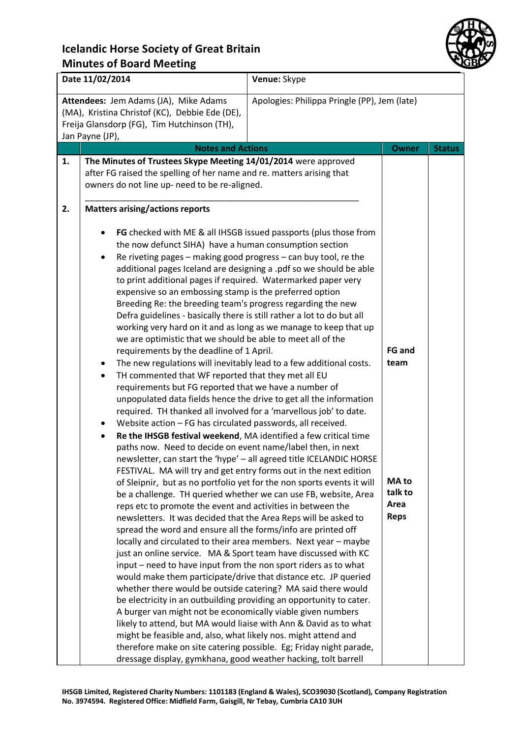# Icelandic Horse Society of Great Britain
## Minutes of Board Meeting

| Date 11/02/2014 | Venue: Skype |
|---|---|
| **Attendees:** Jem Adams (JA), Mike Adams (MA), Kristina Christof (KC), Debbie Ede (DE), Freija Glansdorp (FG), Tim Hutchinson (TH), Jan Payne (JP), | Apologies: Philippa Pringle (PP), Jem (late) |

| | Notes and Actions | Owner | Status |
|---|---|---|---|
| **1.** | **The Minutes of Trustees Skype Meeting 14/01/2014** were approved after FG raised the spelling of her name and re. matters arising that owners do not line up- need to be re-aligned. | | |
| **2.** | **Matters arising/actions reports**<br><br>• **FG** checked with ME & all IHSGB issued passports (plus those from the now defunct SIHA) have a human consumption section<br>• Re riveting pages – making good progress – can buy tool, re the additional pages Iceland are designing a .pdf so we should be able to print additional pages if required. Watermarked paper very expensive so an embossing stamp is the preferred option Breeding Re: the breeding team's progress regarding the new Defra guidelines - basically there is still rather a lot to do but all working very hard on it and as long as we manage to keep that up we are optimistic that we should be able to meet all of the requirements by the deadline of 1 April.<br>• The new regulations will inevitably lead to a few additional costs.<br>• TH commented that WF reported that they met all EU requirements but FG reported that we have a number of unpopulated data fields hence the drive to get all the information required. TH thanked all involved for a 'marvellous job' to date.<br>• Website action – FG has circulated passwords, all received.<br>• **Re the IHSGB festival weekend**, MA identified a few critical time paths now. Need to decide on event name/label then, in next newsletter, can start the 'hype' – all agreed title ICELANDIC HORSE FESTIVAL. MA will try and get entry forms out in the next edition of Sleipnir, but as no portfolio yet for the non sports events it will be a challenge. TH queried whether we can use FB, website, Area reps etc to promote the event and activities in between the newsletters. It was decided that the Area Reps will be asked to spread the word and ensure all the forms/info are printed off locally and circulated to their area members. Next year – maybe just an online service. MA & Sport team have discussed with KC input – need to have input from the non sport riders as to what would make them participate/drive that distance etc. JP queried whether there would be outside catering? MA said there would be electricity in an outbuilding providing an opportunity to cater. A burger van might not be economically viable given numbers likely to attend, but MA would liaise with Ann & David as to what might be feasible and, also, what likely nos. might attend and therefore make on site catering possible. Eg; Friday night parade, dressage display, gymkhana, good weather hacking, tolt barrell | **FG and team**<br><br>**MA to talk to Area Reps** | |

IHSGB Limited, Registered Charity Numbers: 1101183 (England & Wales), SCO39030 (Scotland), Company Registration No. 3974594. Registered Office: Midfield Farm, Gaisgill, Nr Tebay, Cumbria CA10 3UH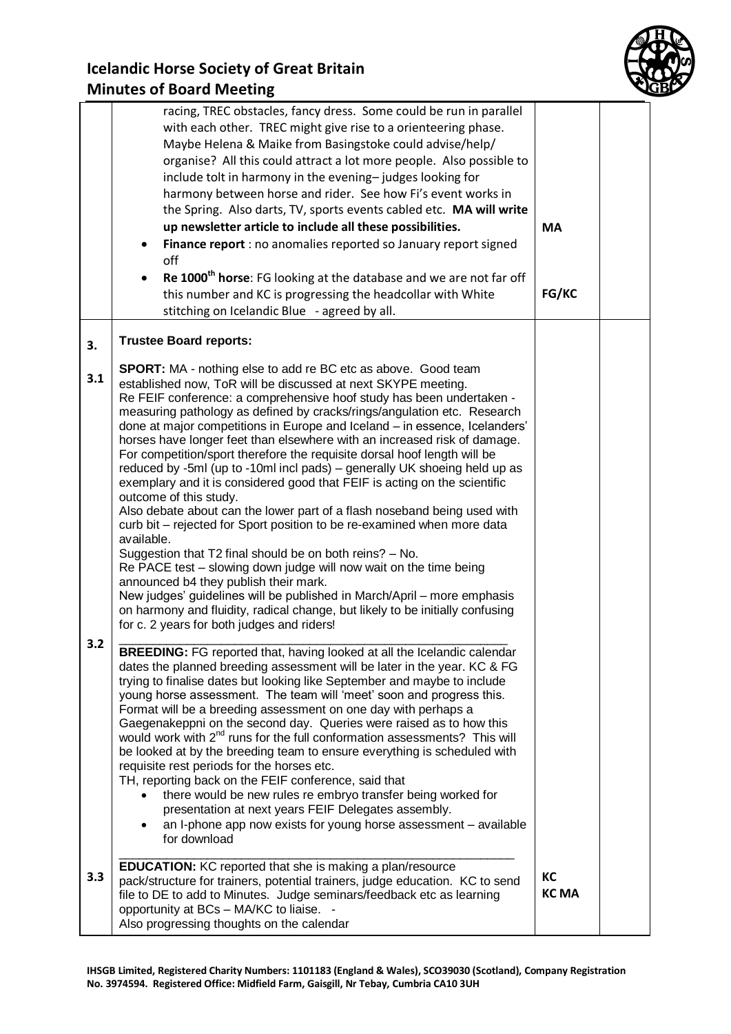| | | | |
|---|---|---|---|
| | racing, TREC obstacles, fancy dress. Some could be run in parallel with each other. TREC might give rise to a orienteering phase. Maybe Helena & Maike from Basingstoke could advise/help/ organise? All this could attract a lot more people. Also possible to include tolt in harmony in the evening– judges looking for harmony between horse and rider. See how Fi's event works in the Spring. Also darts, TV, sports events cabled etc. **MA will write up newsletter article to include all these possibilities.**<br>• **Finance report** : no anomalies reported so January report signed off<br>• **Re 1000th horse**: FG looking at the database and we are not far off this number and KC is progressing the headcollar with White stitching on Icelandic Blue - agreed by all. | MA<br><br>FG/KC | |
| **3.** | **Trustee Board reports:** | | |
| **3.1** | **SPORT:** MA - nothing else to add re BC etc as above. Good team established now, ToR will be discussed at next SKYPE meeting.<br>Re FEIF conference: a comprehensive hoof study has been undertaken - measuring pathology as defined by cracks/rings/angulation etc. Research done at major competitions in Europe and Iceland – in essence, Icelanders' horses have longer feet than elsewhere with an increased risk of damage. For competition/sport therefore the requisite dorsal hoof length will be reduced by -5ml (up to -10ml incl pads) – generally UK shoeing held up as exemplary and it is considered good that FEIF is acting on the scientific outcome of this study.<br>Also debate about can the lower part of a flash noseband being used with curb bit – rejected for Sport position to be re-examined when more data available.<br>Suggestion that T2 final should be on both reins? – No.<br>Re PACE test – slowing down judge will now wait on the time being announced b4 they publish their mark.<br>New judges' guidelines will be published in March/April – more emphasis on harmony and fluidity, radical change, but likely to be initially confusing for c. 2 years for both judges and riders! | | |
| **3.2** | **BREEDING:** FG reported that, having looked at all the Icelandic calendar dates the planned breeding assessment will be later in the year. KC & FG trying to finalise dates but looking like September and maybe to include young horse assessment. The team will 'meet' soon and progress this. Format will be a breeding assessment on one day with perhaps a Gaegenakeppni on the second day. Queries were raised as to how this would work with 2nd runs for the full conformation assessments? This will be looked at by the breeding team to ensure everything is scheduled with requisite rest periods for the horses etc.<br>TH, reporting back on the FEIF conference, said that<br>• there would be new rules re embryo transfer being worked for presentation at next years FEIF Delegates assembly.<br>• an I-phone app now exists for young horse assessment – available for download | | |
| **3.3** | **EDUCATION:** KC reported that she is making a plan/resource pack/structure for trainers, potential trainers, judge education. KC to send file to DE to add to Minutes. Judge seminars/feedback etc as learning opportunity at BCs – MA/KC to liaise. -<br>Also progressing thoughts on the calendar | KC<br>KC MA | |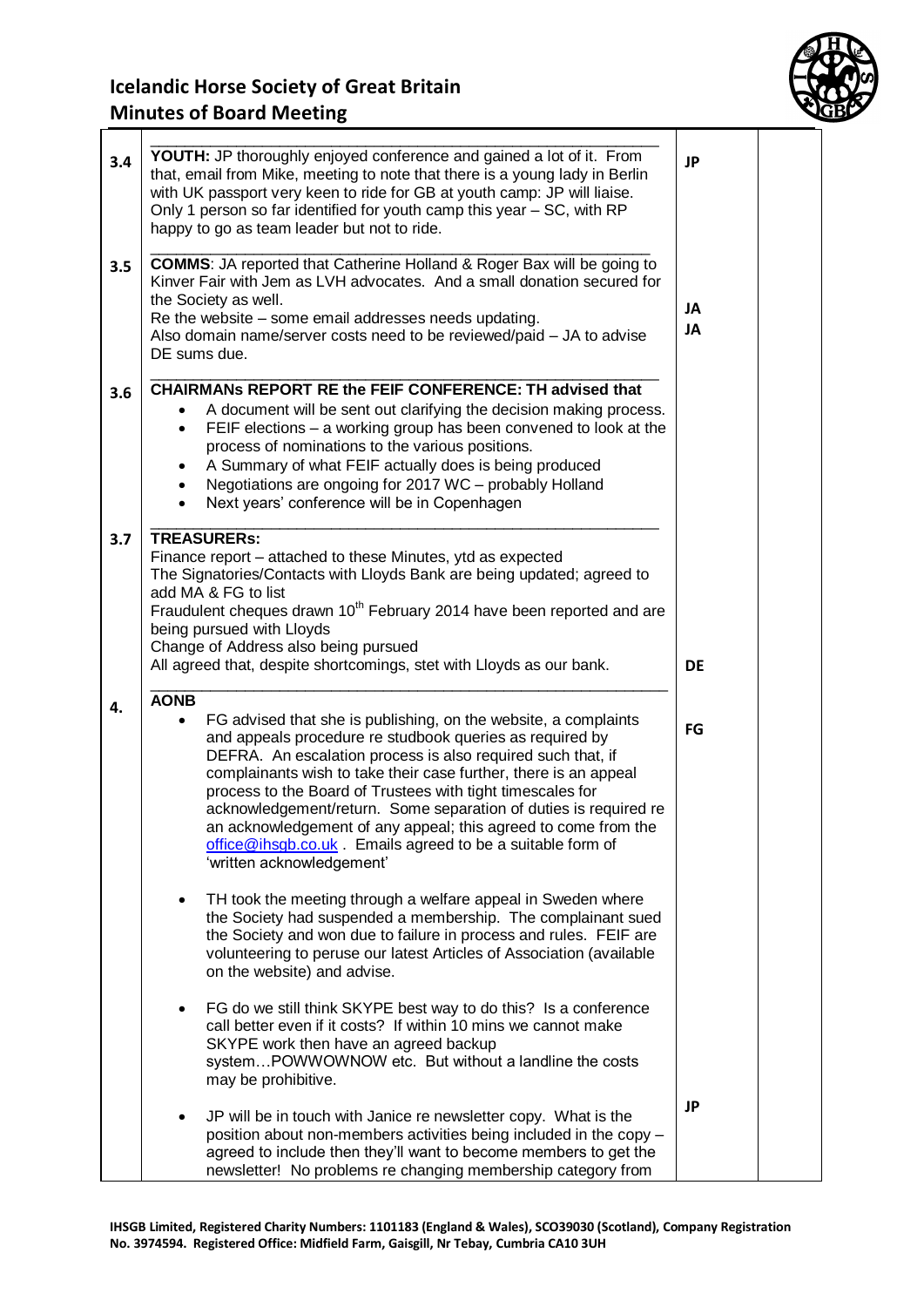| | | | |
|---|---|---|---|
| 3.4 | **YOUTH:** JP thoroughly enjoyed conference and gained a lot of it. From that, email from Mike, meeting to note that there is a young lady in Berlin with UK passport very keen to ride for GB at youth camp: JP will liaise. Only 1 person so far identified for youth camp this year – SC, with RP happy to go as team leader but not to ride. | **JP** | |
| 3.5 | **COMMS**: JA reported that Catherine Holland & Roger Bax will be going to Kinver Fair with Jem as LVH advocates. And a small donation secured for the Society as well.<br>Re the website – some email addresses needs updating.<br>Also domain name/server costs need to be reviewed/paid – JA to advise DE sums due. | **JA**<br>**JA** | |
| 3.6 | **CHAIRMANs REPORT RE the FEIF CONFERENCE: TH advised that**<br>• A document will be sent out clarifying the decision making process.<br>• FEIF elections – a working group has been convened to look at the process of nominations to the various positions.<br>• A Summary of what FEIF actually does is being produced<br>• Negotiations are ongoing for 2017 WC – probably Holland<br>• Next years' conference will be in Copenhagen | | |
| 3.7 | **TREASURERs:**<br>Finance report – attached to these Minutes, ytd as expected<br>The Signatories/Contacts with Lloyds Bank are being updated; agreed to add MA & FG to list<br>Fraudulent cheques drawn 10th February 2014 have been reported and are being pursued with Lloyds<br>Change of Address also being pursued<br>All agreed that, despite shortcomings, stet with Lloyds as our bank. | **DE** | |
| 4. | **AONB**<br>• FG advised that she is publishing, on the website, a complaints and appeals procedure re studbook queries as required by DEFRA. An escalation process is also required such that, if complainants wish to take their case further, there is an appeal process to the Board of Trustees with tight timescales for acknowledgement/return. Some separation of duties is required re an acknowledgement of any appeal; this agreed to come from the office@ihsgb.co.uk . Emails agreed to be a suitable form of 'written acknowledgement'<br><br>• TH took the meeting through a welfare appeal in Sweden where the Society had suspended a membership. The complainant sued the Society and won due to failure in process and rules. FEIF are volunteering to peruse our latest Articles of Association (available on the website) and advise.<br><br>• FG do we still think SKYPE best way to do this? Is a conference call better even if it costs? If within 10 mins we cannot make SKYPE work then have an agreed backup system…POWWOWNOW etc. But without a landline the costs may be prohibitive.<br><br>• JP will be in touch with Janice re newsletter copy. What is the position about non-members activities being included in the copy – agreed to include then they'll want to become members to get the newsletter! No problems re changing membership category from | **FG**<br><br><br><br><br><br><br><br><br><br><br><br><br><br>**JP** | |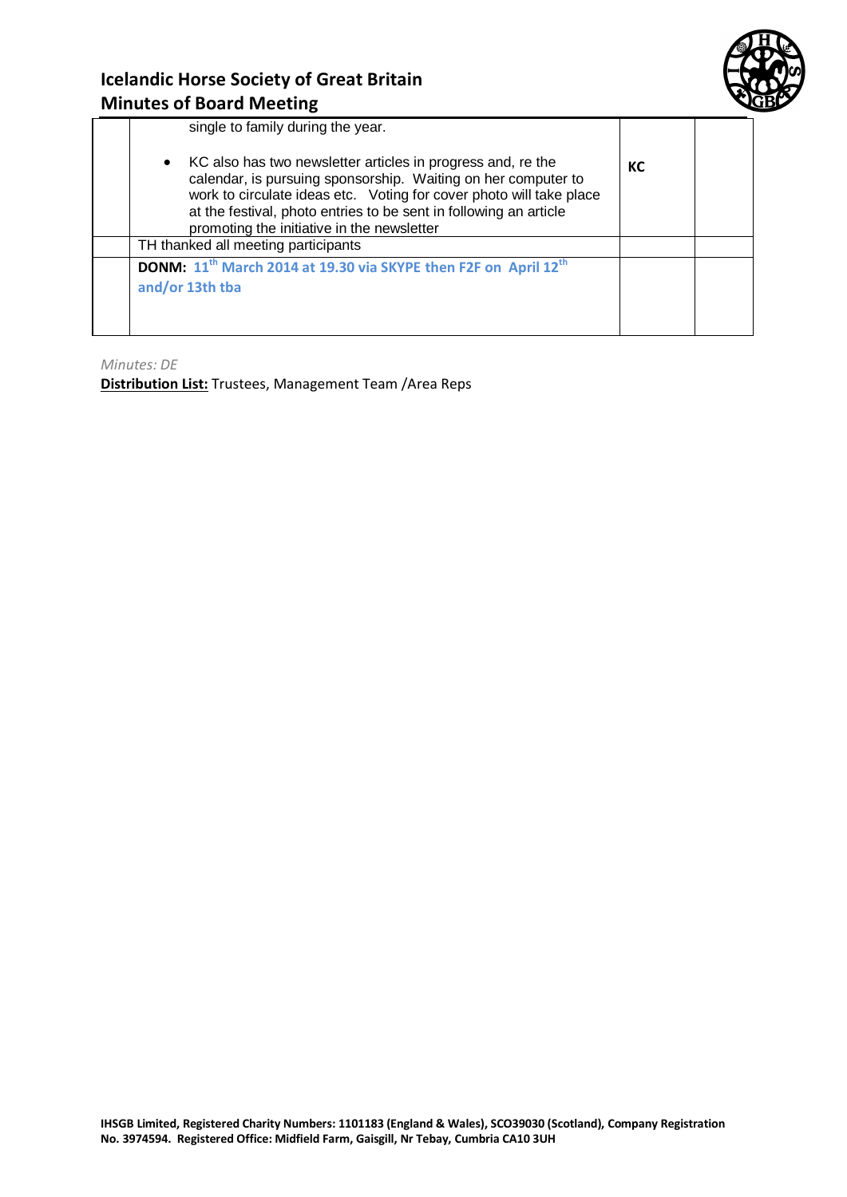| | | | |
|---|---|---|---|
| | single to family during the year.<br><br>• KC also has two newsletter articles in progress and, re the calendar, is pursuing sponsorship. Waiting on her computer to work to circulate ideas etc. Voting for cover photo will take place at the festival, photo entries to be sent in following an article promoting the initiative in the newsletter | **KC** | |
| | TH thanked all meeting participants | | |
| | **DONM: 11th March 2014 at 19.30 via SKYPE then F2F on April 12th and/or 13th tba** | | |

*Minutes: DE*

**Distribution List:** Trustees, Management Team /Area Reps

**IHSGB Limited, Registered Charity Numbers: 1101183 (England & Wales), SCO39030 (Scotland), Company Registration No. 3974594. Registered Office: Midfield Farm, Gaisgill, Nr Tebay, Cumbria CA10 3UH**